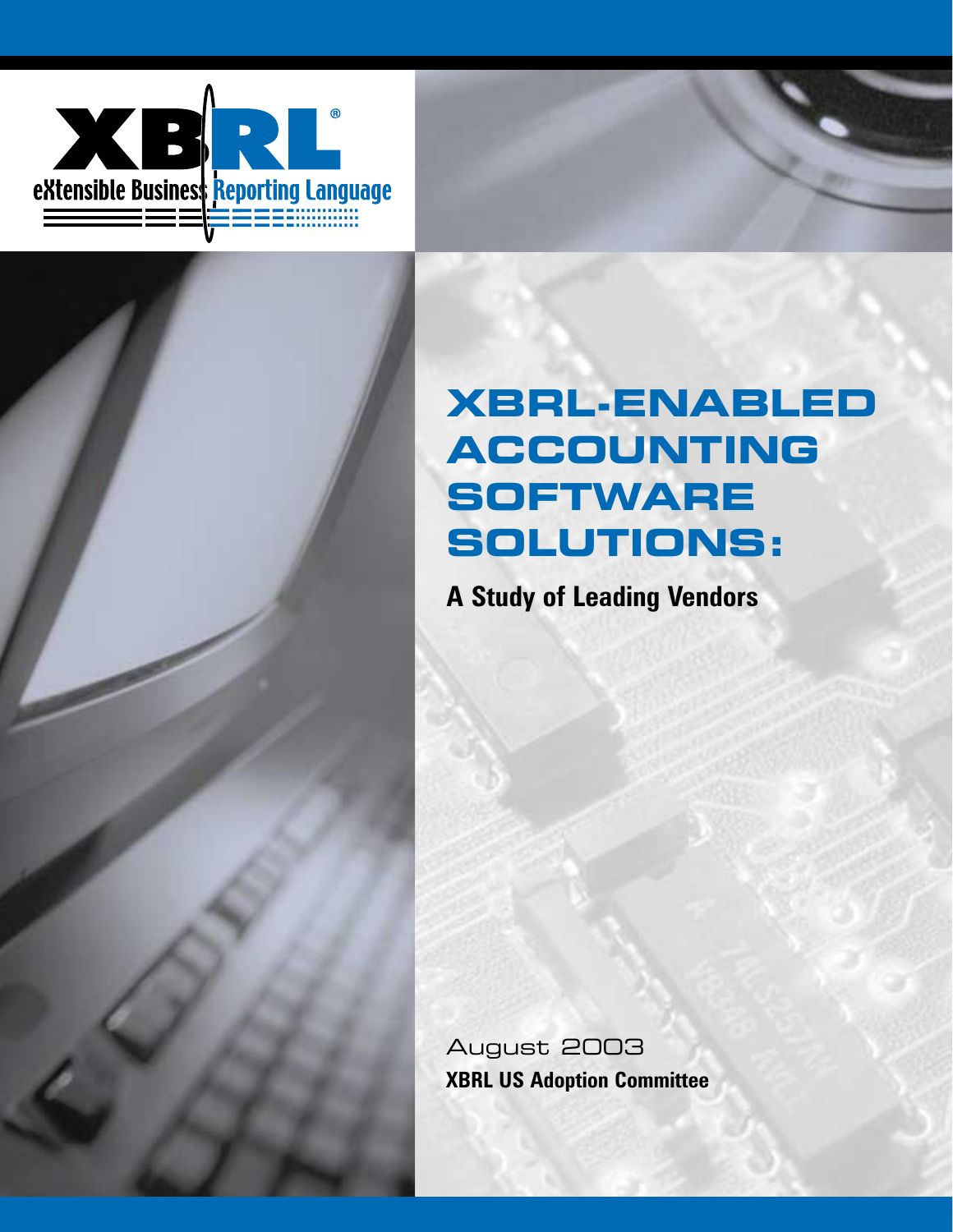XBRL®

eXtensible Business Reporting Language

# XBRL-ENABLED ACCOUNTING SOFTWARE SOLUTIONS:

## A Study of Leading Vendors

August 2003

**XBRL US Adoption Committee**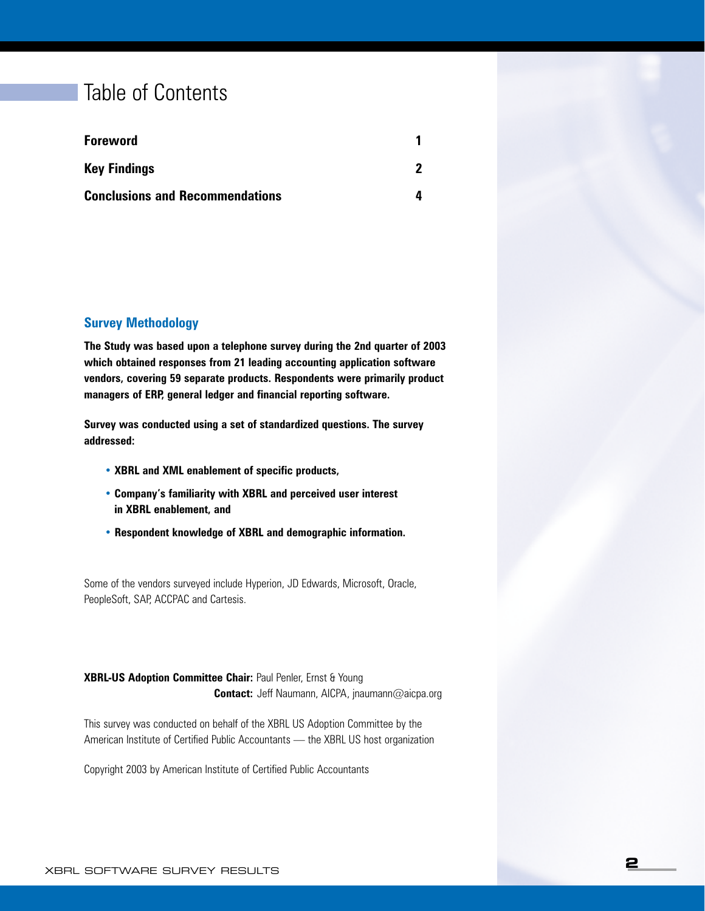# Table of Contents

| | |
|---|---|
| **Foreword** | **1** |
| **Key Findings** | **2** |
| **Conclusions and Recommendations** | **4** |

## Survey Methodology

**The Study was based upon a telephone survey during the 2nd quarter of 2003 which obtained responses from 21 leading accounting application software vendors, covering 59 separate products. Respondents were primarily product managers of ERP, general ledger and financial reporting software.**

**Survey was conducted using a set of standardized questions. The survey addressed:**

- **XBRL and XML enablement of specific products,**
- **Company's familiarity with XBRL and perceived user interest in XBRL enablement, and**
- **Respondent knowledge of XBRL and demographic information.**

Some of the vendors surveyed include Hyperion, JD Edwards, Microsoft, Oracle, PeopleSoft, SAP, ACCPAC and Cartesis.

**XBRL-US Adoption Committee Chair:** Paul Penler, Ernst & Young
**Contact:** Jeff Naumann, AICPA, jnaumann@aicpa.org

This survey was conducted on behalf of the XBRL US Adoption Committee by the American Institute of Certified Public Accountants — the XBRL US host organization

Copyright 2003 by American Institute of Certified Public Accountants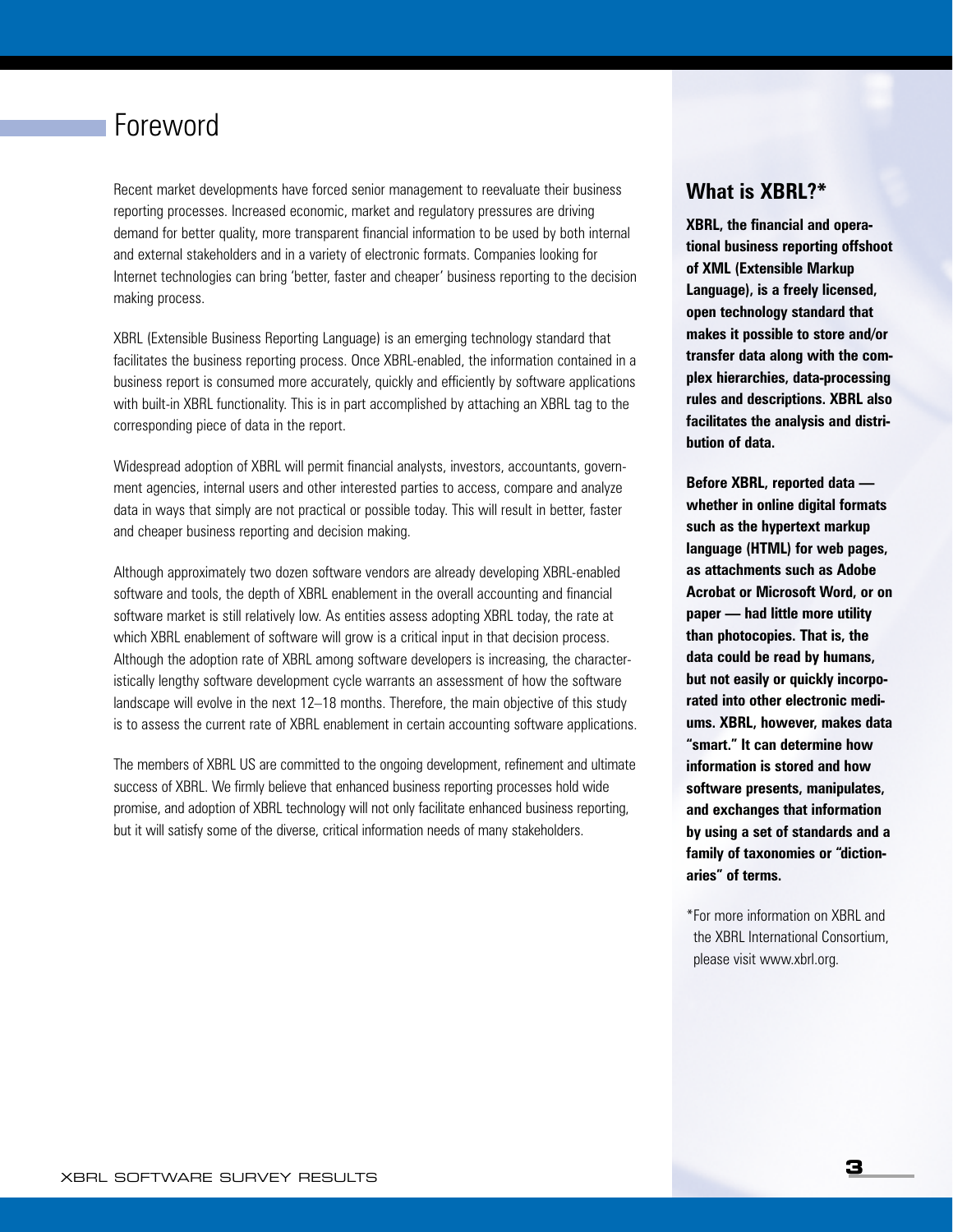# Foreword

Recent market developments have forced senior management to reevaluate their business reporting processes. Increased economic, market and regulatory pressures are driving demand for better quality, more transparent financial information to be used by both internal and external stakeholders and in a variety of electronic formats. Companies looking for Internet technologies can bring 'better, faster and cheaper' business reporting to the decision making process.

XBRL (Extensible Business Reporting Language) is an emerging technology standard that facilitates the business reporting process. Once XBRL-enabled, the information contained in a business report is consumed more accurately, quickly and efficiently by software applications with built-in XBRL functionality. This is in part accomplished by attaching an XBRL tag to the corresponding piece of data in the report.

Widespread adoption of XBRL will permit financial analysts, investors, accountants, government agencies, internal users and other interested parties to access, compare and analyze data in ways that simply are not practical or possible today. This will result in better, faster and cheaper business reporting and decision making.

Although approximately two dozen software vendors are already developing XBRL-enabled software and tools, the depth of XBRL enablement in the overall accounting and financial software market is still relatively low. As entities assess adopting XBRL today, the rate at which XBRL enablement of software will grow is a critical input in that decision process. Although the adoption rate of XBRL among software developers is increasing, the characteristically lengthy software development cycle warrants an assessment of how the software landscape will evolve in the next 12–18 months. Therefore, the main objective of this study is to assess the current rate of XBRL enablement in certain accounting software applications.

The members of XBRL US are committed to the ongoing development, refinement and ultimate success of XBRL. We firmly believe that enhanced business reporting processes hold wide promise, and adoption of XBRL technology will not only facilitate enhanced business reporting, but it will satisfy some of the diverse, critical information needs of many stakeholders.

## What is XBRL?*

**XBRL, the financial and operational business reporting offshoot of XML (Extensible Markup Language), is a freely licensed, open technology standard that makes it possible to store and/or transfer data along with the complex hierarchies, data-processing rules and descriptions. XBRL also facilitates the analysis and distribution of data.**

**Before XBRL, reported data — whether in online digital formats such as the hypertext markup language (HTML) for web pages, as attachments such as Adobe Acrobat or Microsoft Word, or on paper — had little more utility than photocopies. That is, the data could be read by humans, but not easily or quickly incorporated into other electronic mediums. XBRL, however, makes data "smart." It can determine how information is stored and how software presents, manipulates, and exchanges that information by using a set of standards and a family of taxonomies or "dictionaries" of terms.**

*For more information on XBRL and the XBRL International Consortium, please visit www.xbrl.org.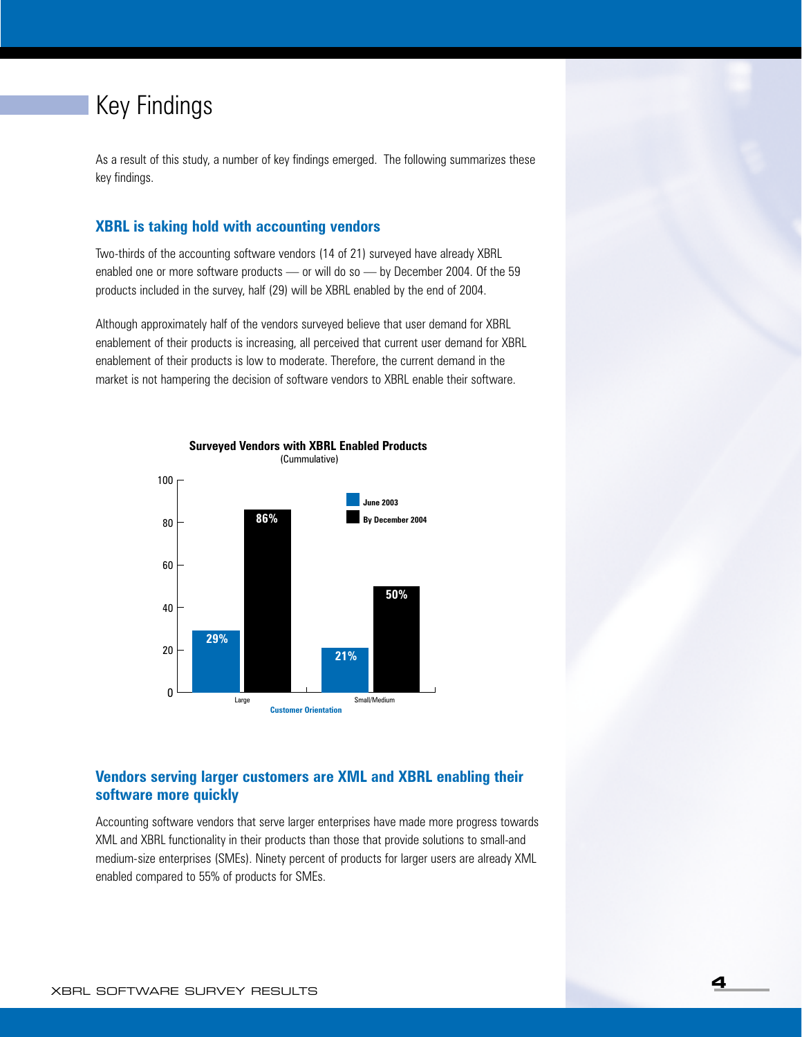# Key Findings

As a result of this study, a number of key findings emerged. The following summarizes these key findings.

## XBRL is taking hold with accounting vendors

Two-thirds of the accounting software vendors (14 of 21) surveyed have already XBRL enabled one or more software products — or will do so — by December 2004. Of the 59 products included in the survey, half (29) will be XBRL enabled by the end of 2004.

Although approximately half of the vendors surveyed believe that user demand for XBRL enablement of their products is increasing, all perceived that current user demand for XBRL enablement of their products is low to moderate. Therefore, the current demand in the market is not hampering the decision of software vendors to XBRL enable their software.

**Surveyed Vendors with XBRL Enabled Products**
(Cummulative)

| Customer Orientation | June 2003 | By December 2004 |
|---|---|---|
| Large | 29% | 86% |
| Small/Medium | 21% | 50% |

## Vendors serving larger customers are XML and XBRL enabling their software more quickly

Accounting software vendors that serve larger enterprises have made more progress towards XML and XBRL functionality in their products than those that provide solutions to small-and medium-size enterprises (SMEs). Ninety percent of products for larger users are already XML enabled compared to 55% of products for SMEs.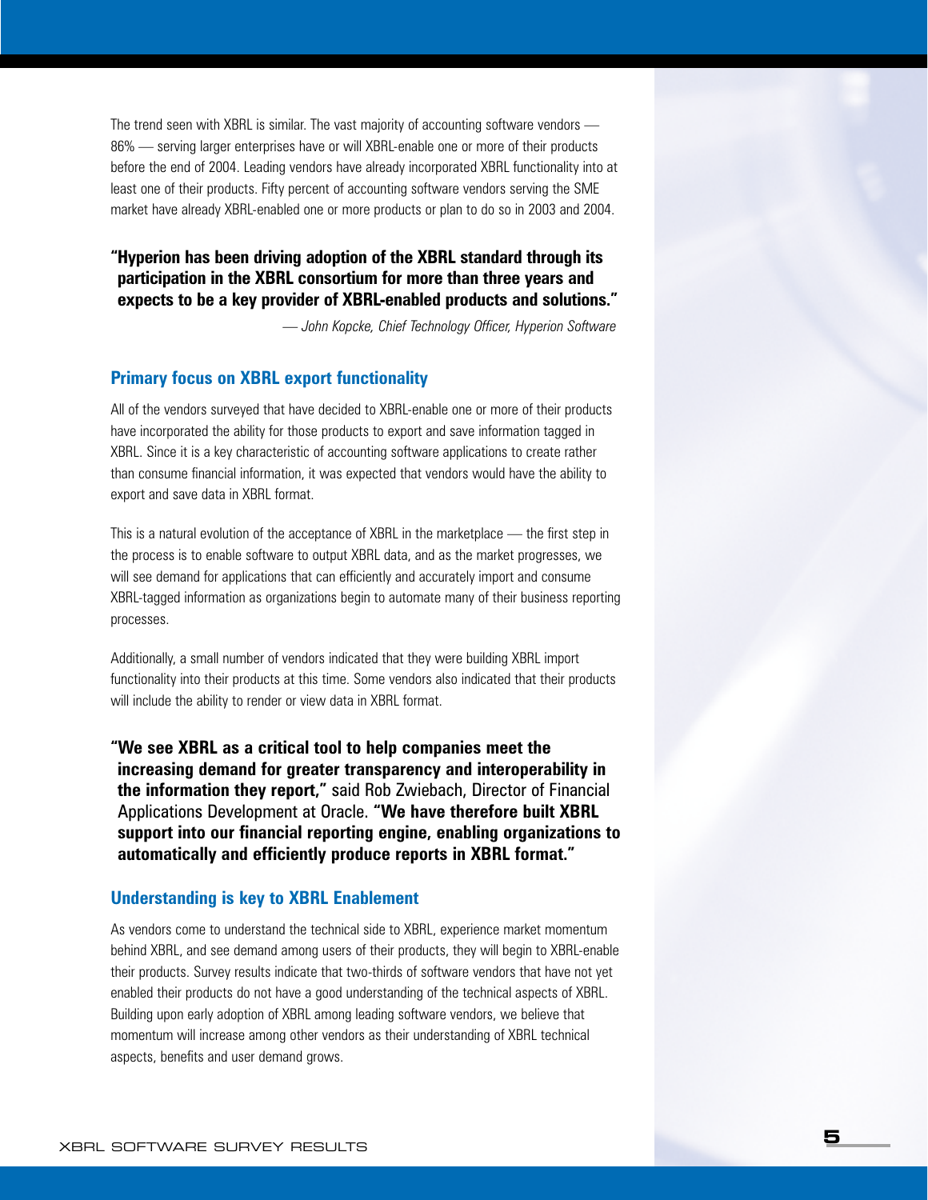The trend seen with XBRL is similar. The vast majority of accounting software vendors — 86% — serving larger enterprises have or will XBRL-enable one or more of their products before the end of 2004. Leading vendors have already incorporated XBRL functionality into at least one of their products. Fifty percent of accounting software vendors serving the SME market have already XBRL-enabled one or more products or plan to do so in 2003 and 2004.

**"Hyperion has been driving adoption of the XBRL standard through its participation in the XBRL consortium for more than three years and expects to be a key provider of XBRL-enabled products and solutions."**

*— John Kopcke, Chief Technology Officer, Hyperion Software*

## Primary focus on XBRL export functionality

All of the vendors surveyed that have decided to XBRL-enable one or more of their products have incorporated the ability for those products to export and save information tagged in XBRL. Since it is a key characteristic of accounting software applications to create rather than consume financial information, it was expected that vendors would have the ability to export and save data in XBRL format.

This is a natural evolution of the acceptance of XBRL in the marketplace — the first step in the process is to enable software to output XBRL data, and as the market progresses, we will see demand for applications that can efficiently and accurately import and consume XBRL-tagged information as organizations begin to automate many of their business reporting processes.

Additionally, a small number of vendors indicated that they were building XBRL import functionality into their products at this time. Some vendors also indicated that their products will include the ability to render or view data in XBRL format.

**"We see XBRL as a critical tool to help companies meet the increasing demand for greater transparency and interoperability in the information they report,"** said Rob Zwiebach, Director of Financial Applications Development at Oracle. **"We have therefore built XBRL support into our financial reporting engine, enabling organizations to automatically and efficiently produce reports in XBRL format."**

## Understanding is key to XBRL Enablement

As vendors come to understand the technical side to XBRL, experience market momentum behind XBRL, and see demand among users of their products, they will begin to XBRL-enable their products. Survey results indicate that two-thirds of software vendors that have not yet enabled their products do not have a good understanding of the technical aspects of XBRL. Building upon early adoption of XBRL among leading software vendors, we believe that momentum will increase among other vendors as their understanding of XBRL technical aspects, benefits and user demand grows.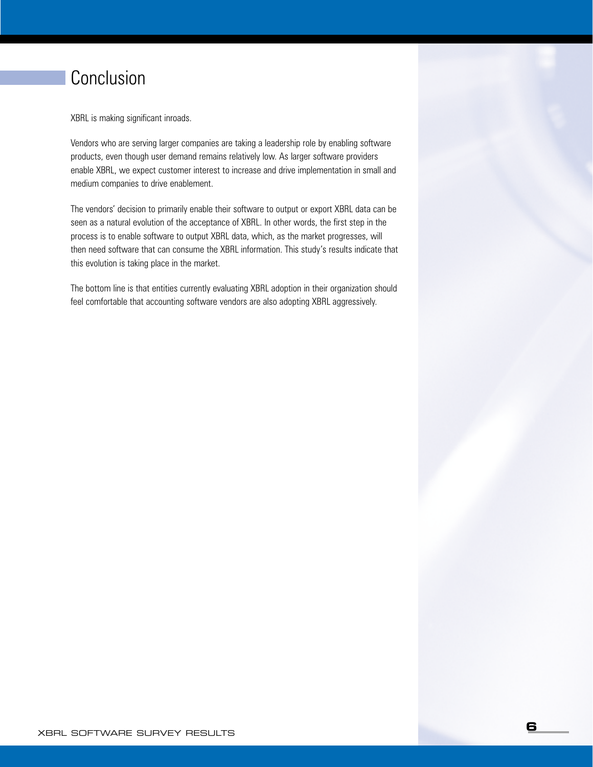## Conclusion

XBRL is making significant inroads.

Vendors who are serving larger companies are taking a leadership role by enabling software products, even though user demand remains relatively low. As larger software providers enable XBRL, we expect customer interest to increase and drive implementation in small and medium companies to drive enablement.

The vendors' decision to primarily enable their software to output or export XBRL data can be seen as a natural evolution of the acceptance of XBRL. In other words, the first step in the process is to enable software to output XBRL data, which, as the market progresses, will then need software that can consume the XBRL information. This study's results indicate that this evolution is taking place in the market.

The bottom line is that entities currently evaluating XBRL adoption in their organization should feel comfortable that accounting software vendors are also adopting XBRL aggressively.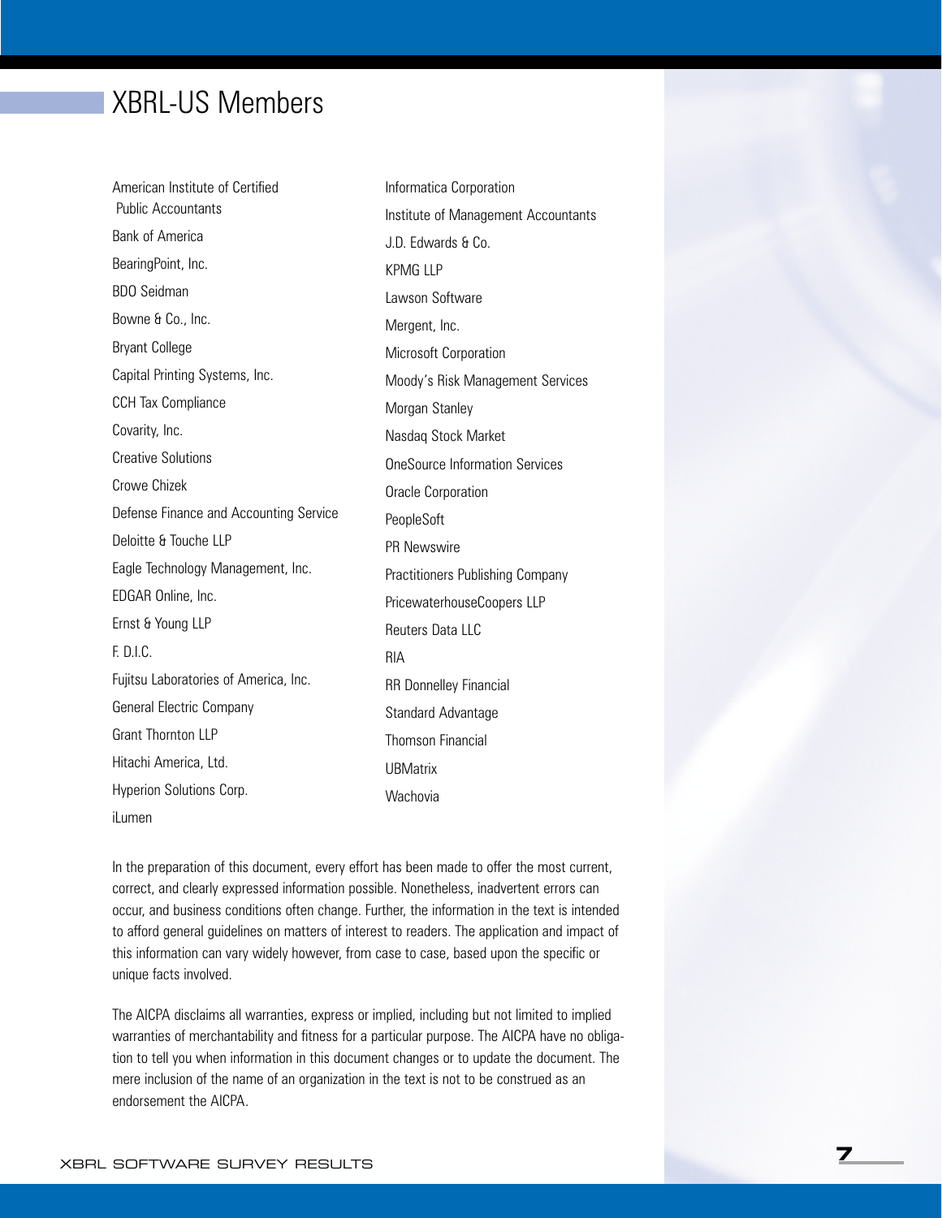# XBRL-US Members

- American Institute of Certified Public Accountants
- Bank of America
- BearingPoint, Inc.
- BDO Seidman
- Bowne & Co., Inc.
- Bryant College
- Capital Printing Systems, Inc.
- CCH Tax Compliance
- Covarity, Inc.
- Creative Solutions
- Crowe Chizek
- Defense Finance and Accounting Service
- Deloitte & Touche LLP
- Eagle Technology Management, Inc.
- EDGAR Online, Inc.
- Ernst & Young LLP
- F. D.I.C.
- Fujitsu Laboratories of America, Inc.
- General Electric Company
- Grant Thornton LLP
- Hitachi America, Ltd.
- Hyperion Solutions Corp.
- iLumen
- Informatica Corporation
- Institute of Management Accountants
- J.D. Edwards & Co.
- KPMG LLP
- Lawson Software
- Mergent, Inc.
- Microsoft Corporation
- Moody's Risk Management Services
- Morgan Stanley
- Nasdaq Stock Market
- OneSource Information Services
- Oracle Corporation
- PeopleSoft
- PR Newswire
- Practitioners Publishing Company
- PricewaterhouseCoopers LLP
- Reuters Data LLC
- RIA
- RR Donnelley Financial
- Standard Advantage
- Thomson Financial
- UBMatrix
- Wachovia

In the preparation of this document, every effort has been made to offer the most current, correct, and clearly expressed information possible. Nonetheless, inadvertent errors can occur, and business conditions often change. Further, the information in the text is intended to afford general guidelines on matters of interest to readers. The application and impact of this information can vary widely however, from case to case, based upon the specific or unique facts involved.

The AICPA disclaims all warranties, express or implied, including but not limited to implied warranties of merchantability and fitness for a particular purpose. The AICPA have no obligation to tell you when information in this document changes or to update the document. The mere inclusion of the name of an organization in the text is not to be construed as an endorsement the AICPA.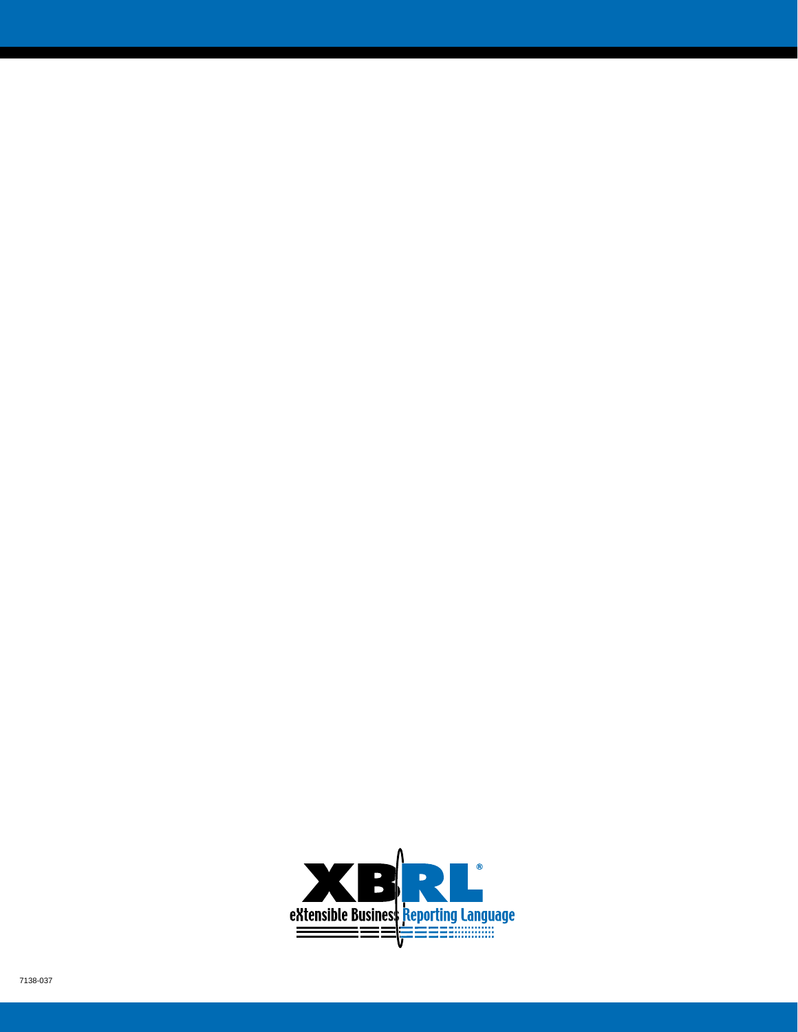XBRL®

eXtensible Business Reporting Language

7138-037